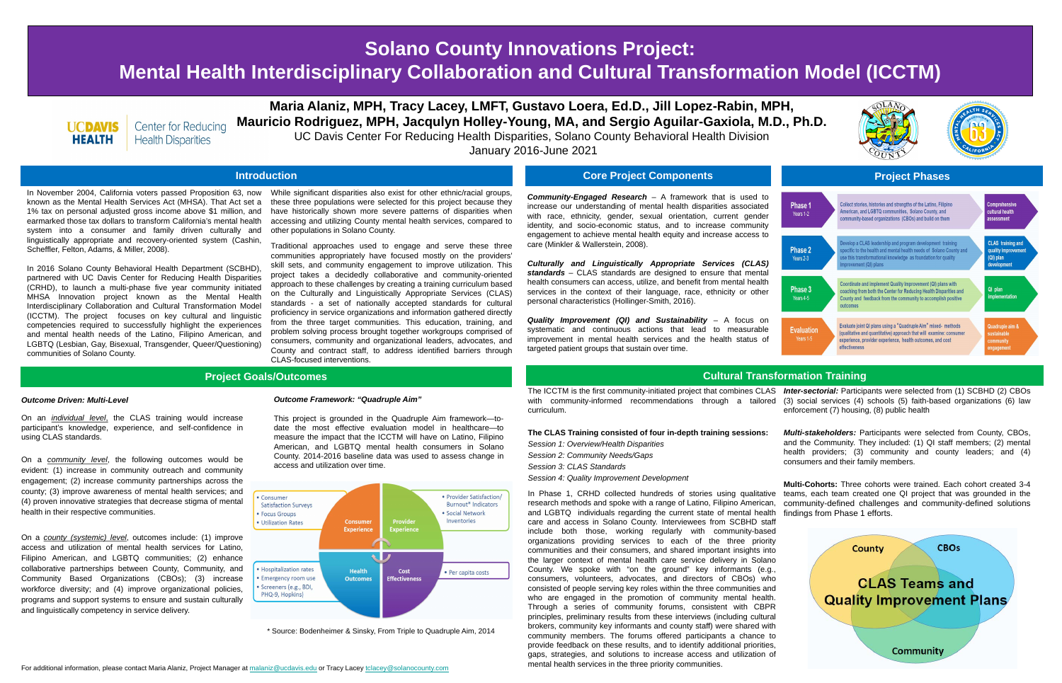# Solano County Innovations Project: Mental Health Interdisciplinary Collaboration and Cultural Transformation Model (ICCTM)

**Maria Alaniz, MPH, Tracy Lacey, LMFT, Gustavo Loera, Ed.D., Jill Lopez-Rabin, MPH, Mauricio Rodriguez, MPH, Jacqulyn Holley-Young, MA, and Sergio Aguilar-Gaxiola, M.D., Ph.D.**

UC Davis Center For Reducing Health Disparities, Solano County Behavioral Health Division

January 2016-June 2021

## Introduction

In November 2004, California voters passed Proposition 63, now known as the Mental Health Services Act (MHSA). That Act set a 1% tax on personal adjusted gross income above $1 million, and earmarked those tax dollars to transform California's mental health system into a consumer and family driven culturally and linguistically appropriate and recovery-oriented system (Cashin, Scheffler, Felton, Adams, & Miller, 2008).

In 2016 Solano County Behavioral Health Department (SCBHD), partnered with UC Davis Center for Reducing Health Disparities (CRHD), to launch a multi-phase five year community initiated MHSA Innovation project known as the Mental Health Interdisciplinary Collaboration and Cultural Transformation Model (ICCTM). The project focuses on key cultural and linguistic competencies required to successfully highlight the experiences and mental health needs of the Latino, Filipino American, and LGBTQ (Lesbian, Gay, Bisexual, Transgender, Queer/Questioning) communities of Solano County.

While significant disparities also exist for other ethnic/racial groups, these three populations were selected for this project because they have historically shown more severe patterns of disparities when accessing and utilizing County mental health services, compared to other populations in Solano County.

Traditional approaches used to engage and serve these three communities appropriately have focused mostly on the providers' skill sets, and community engagement to improve utilization. This project takes a decidedly collaborative and community-oriented approach to these challenges by creating a training curriculum based on the Culturally and Linguistically Appropriate Services (CLAS) standards - a set of nationally accepted standards for cultural proficiency in service organizations and information gathered directly from the three target communities. This education, training, and problem solving process brought together workgroups comprised of consumers, community and organizational leaders, advocates, and County and contract staff, to address identified barriers through CLAS-focused interventions.

## Core Project Components

***Community-Engaged Research*** – A framework that is used to increase our understanding of mental health disparities associated with race, ethnicity, gender, sexual orientation, current gender identity, and socio-economic status, and to increase community engagement to achieve mental health equity and increase access to care (Minkler & Wallerstein, 2008).

***Culturally and Linguistically Appropriate Services (CLAS) standards*** – CLAS standards are designed to ensure that mental health consumers can access, utilize, and benefit from mental health services in the context of their language, race, ethnicity or other personal characteristics (Hollinger-Smith, 2016).

***Quality Improvement (QI) and Sustainability*** – A focus on systematic and continuous actions that lead to measurable improvement in mental health services and the health status of targeted patient groups that sustain over time.

## Project Phases

| Phase | Activities | Outcome |
|---|---|---|
| Phase 1 (Years 1-2) | Collect stories, histories and strengths of the Latino, Filipino American, and LGBTQ communities, Solano County, and community-based organizations (CBOs) and build on them | Comprehensive cultural health assessment |
| Phase 2 (Years 2-3) | Develop a CLAS leadership and program development training specific to the health and mental health needs of Solano County and use this transformational knowledge as foundation for quality improvement (QI) plans | CLAS training and quality improvement (QI) plan development |
| Phase 3 (Years 4-5) | Coordinate and implement Quality Improvement (QI) plans with coaching from both the Center for Reducing Health Disparities and County and feedback from the community to accomplish positive outcomes | QI plan implementation |
| Evaluation (Years 1-5) | Evaluate joint QI plans using a "Quadruple Aim" mixed- methods (qualitative and quantitative) approach that will examine: consumer experience, provider experience, health outcomes, and cost effectiveness | Quadruple aim & sustainable community engagement |

## Project Goals/Outcomes

### *Outcome Driven: Multi-Level*

On an *individual level*, the CLAS training would increase participant's knowledge, experience, and self-confidence in using CLAS standards.

On a *community level*, the following outcomes would be evident: (1) increase in community outreach and community engagement; (2) increase community partnerships across the county; (3) improve awareness of mental health services; and (4) proven innovative strategies that decrease stigma of mental health in their respective communities.

On a *county (systemic) level*, outcomes include: (1) improve access and utilization of mental health services for Latino, Filipino American, and LGBTQ communities; (2) enhance collaborative partnerships between County, Community, and Community Based Organizations (CBOs); (3) increase workforce diversity; and (4) improve organizational policies, programs and support systems to ensure and sustain culturally and linguistically competency in service delivery.

### *Outcome Framework: "Quadruple Aim"*

This project is grounded in the Quadruple Aim framework—to-date the most effective evaluation model in healthcare—to measure the impact that the ICCTM will have on Latino, Filipino American, and LGBTQ mental health consumers in Solano County. 2014-2016 baseline data was used to assess change in access and utilization over time.

- **Consumer Experience**: Consumer Satisfaction Surveys; Focus Groups; Utilization Rates
- **Provider Experience**: Provider Satisfaction/Burnout* Indicators; Social Network Inventories
- **Health Outcomes**: Hospitalization rates; Emergency room use; Screeners (e.g., BDI, PHQ-9, Hopkins)
- **Cost Effectiveness**: Per capita costs

\* Source: Bodenheimer & Sinsky, From Triple to Quadruple Aim, 2014

## Cultural Transformation Training

The ICCTM is the first community-initiated project that combines CLAS with community-informed recommendations through a tailored curriculum.

**The CLAS Training consisted of four in-depth training sessions:**

*Session 1: Overview/Health Disparities*
*Session 2: Community Needs/Gaps*
*Session 3: CLAS Standards*
*Session 4: Quality Improvement Development*

In Phase 1, CRHD collected hundreds of stories using qualitative research methods and spoke with a range of Latino, Filipino American, and LGBTQ individuals regarding the current state of mental health care and access in Solano County. Interviewees from SCBHD staff include both those, working regularly with community-based organizations providing services to each of the three priority communities and their consumers, and shared important insights into the larger context of mental health care service delivery in Solano County. We spoke with "on the ground" key informants (e.g., consumers, volunteers, advocates, and directors of CBOs) who consisted of people serving key roles within the three communities and who are engaged in the promotion of community mental health. Through a series of community forums, consistent with CBPR principles, preliminary results from these interviews (including cultural brokers, community key informants and county staff) were shared with community members. The forums offered participants a chance to provide feedback on these results, and to identify additional priorities, gaps, strategies, and solutions to increase access and utilization of mental health services in the three priority communities.

***Inter-sectorial:*** Participants were selected from (1) SCBHD (2) CBOs (3) social services (4) schools (5) faith-based organizations (6) law enforcement (7) housing, (8) public health

***Multi-stakeholders:*** Participants were selected from County, CBOs, and the Community. They included: (1) QI staff members; (2) mental health providers; (3) community and county leaders; and (4) consumers and their family members.

**Multi-Cohorts:** Three cohorts were trained. Each cohort created 3-4 teams, each team created one QI project that was grounded in the community-defined challenges and community-defined solutions findings from Phase 1 efforts.

**CLAS Teams and Quality Improvement Plans**: County, CBOs, Community

For additional information, please contact Maria Alaniz, Project Manager at malaniz@ucdavis.edu or Tracy Lacey tclacey@solanocounty.com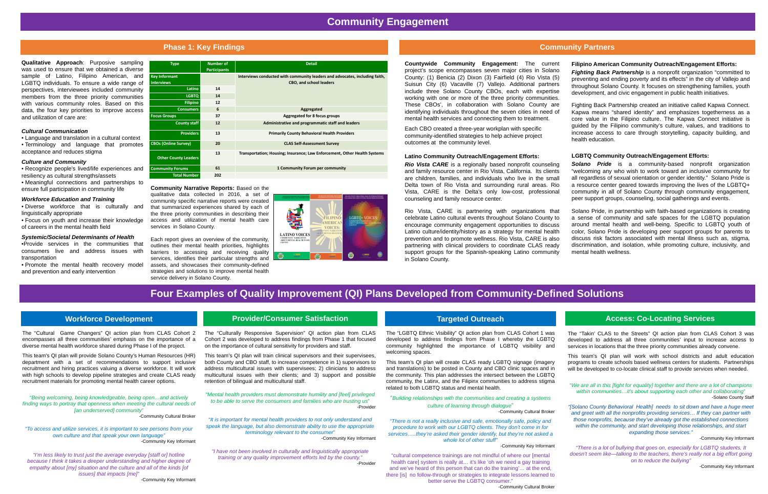# Community Engagement

## Phase 1: Key Findings

**Qualitative Approach**: Purposive sampling was used to ensure that we obtained a diverse sample of Latino, Filipino American, and LGBTQ individuals. To ensure a wide range of perspectives, interviewees included community members from the three priority communities with various community roles. Based on this data, the four key priorities to improve access and utilization of care are:

*Cultural Communication*

- Language and translation in a cultural context
- Terminology and language that promotes acceptance and reduces stigma

*Culture and Community*

- Recognize people's lived/life experiences and resiliency as cultural strengths/assets
- Meaningful connections and partnerships to ensure full participation in community life

*Workforce Education and Training*

- Diverse workforce that is culturally and linguistically appropriate
- Focus on youth and increase their knowledge of careers in the mental health field

*Systemic/Societal Determinants of Health*

- Provide services in the communities that consumers live and address issues with transportation
- Promote the mental health recovery model and prevention and early intervention

| Type | Number of Participants | Detail |
|---|---|---|
| Key Informant Interviews | | Interviews conducted with community leaders and advocates, including faith, CBO, and school leaders |
| Latino | 14 | |
| LGBTQ | 14 | |
| Filipino | 12 | |
| Consumers | 6 | Aggregated |
| Focus Groups | 37 | Aggregated for 8 focus groups |
| County staff | 12 | Administrative and programmatic staff and leaders |
| Providers | 13 | Primarily County Behavioral Health Providers |
| CBOs (Online Survey) | 20 | CLAS Self-Assessment Survey |
| Other County Leaders | 13 | Transportation; Housing; Insurance; Law Enforcement, Other Health Systems |
| Community Forums | 61 | 1 Community Forum per community |
| Total Number | 202 | |

**Community Narrative Reports:** Based on the qualitative data collected in 2016, a set of community specific narrative reports were created that summarized experiences shared by each of the three priority communities in describing their access and utilization of mental health care services in Solano County.

Each report gives an overview of the community, outlines their mental health priorities, highlights barriers to accessing and receiving quality services, identifies their particular strengths and assets, and showcases their community-defined strategies and solutions to improve mental health service delivery in Solano County.

## Community Partners

**Countywide Community Engagement:** The current project's scope encompasses seven major cities in Solano County: (1) Benicia (2) Dixon (3) Fairfield (4) Rio Vista (5) Suisun City (6) Vacaville (7) Vallejo. Additional partners include three Solano County CBOs, each with expertise working with one or more of the three priority communities. These CBOs', in collaboration with Solano County are identifying individuals throughout the seven cities in need of mental health services and connecting them to treatment.

Each CBO created a three-year workplan with specific community-identified strategies to help achieve project outcomes at the community level.

**Latino Community Outreach/Engagement Efforts:**

***Rio Vista CARE*** is a regionally based nonprofit counseling and family resource center in Rio Vista, California. Its clients are children, families, and individuals who live in the small Delta town of Rio Vista and surrounding rural areas. Rio Vista, CARE is the Delta's only low-cost, professional counseling and family resource center.

Rio Vista, CARE is partnering with organizations that celebrate Latino cultural events throughout Solano County to encourage community engagement opportunities to discuss Latino culture/identity/history as a strategy for mental health prevention and to promote wellness. Rio Vista, CARE is also partnering with clinical providers to coordinate CLAS ready support groups for the Spanish-speaking Latino community in Solano County.

**Filipino American Community Outreach/Engagement Efforts:**

***Fighting Back Partnership*** is a nonprofit organization "committed to preventing and ending poverty and its effects" in the city of Vallejo and throughout Solano County. It focuses on strengthening families, youth development, and civic engagement in public health initiatives.

Fighting Back Partnership created an initiative called Kapwa Connect. Kapwa means "shared identity" and emphasizes togetherness as a core value in the Filipino culture. The Kapwa Connect initiative is guided by the Filipino community's culture, values, and traditions to increase access to care through storytelling, capacity building, and health education.

**LGBTQ Community Outreach/Engagement Efforts:**

***Solano Pride*** is a community-based nonprofit organization "welcoming any who wish to work toward an inclusive community for all regardless of sexual orientation or gender identity." Solano Pride is a resource center geared towards improving the lives of the LGBTQ+ community in all of Solano County through community engagement, peer support groups, counseling, social gatherings and events.

Solano Pride, in partnership with faith-based organizations is creating a sense of community and safe spaces for the LGBTQ population around mental health and well-being. Specific to LGBTQ youth of color, Solano Pride is developing peer support groups for parents to discuss risk factors associated with mental illness such as, stigma, discrimination, and isolation, while promoting culture, inclusivity, and mental health wellness.

# Four Examples of Quality Improvement (QI) Plans Developed from Community-Defined Solutions

## Workforce Development

The "Cultural Game Changers" QI action plan from CLAS Cohort 2 encompasses all three communities' emphasis on the importance of a diverse mental health workforce shared during Phase I of the project.

This team's QI plan will provide Solano County's Human Resources (HR) department with a set of recommendations to support inclusive recruitment and hiring practices valuing a diverse workforce. It will work with high schools to develop pipeline strategies and create CLAS ready recruitment materials for promoting mental health career options.

*"Being welcoming, being knowledgeable, being open…and actively finding ways to portray that openness when meeting the cultural needs of [an underserved] community"*
-Community Cultural Broker

*"To access and utilize services, it is important to see persons from your own culture and that speak your own language"*
-Community Key Informant

*"I'm less likely to trust just the average everyday [staff or] hotline because I think it takes a deeper understanding and higher degree of empathy about [my] situation and the culture and all of the kinds [of issues] that impacts [me]"*
-Community Key Informant

## Provider/Consumer Satisfaction

The "Culturally Responsive Supervision" QI action plan from CLAS Cohort 2 was developed to address findings from Phase 1 that focused on the importance of cultural sensitivity for providers and staff.

This team's QI plan will train clinical supervisors and their supervisees, both County and CBO staff, to increase competence in 1) supervisors to address multicultural issues with supervisees; 2) clinicians to address multicultural issues with their clients; and 3) support and possible retention of bilingual and multicultural staff.

*"Mental health providers must demonstrate humility and [feel] privileged to be able to serve the consumers and families who are trusting us"*
-Provider

*"It is important for mental health providers to not only understand and speak the language, but also demonstrate ability to use the appropriate terminology relevant to the consumer"*
-Community Key Informant

*"I have not been involved in culturally and linguistically appropriate training or any quality improvement efforts led by the county."*
-Provider

## Targeted Outreach

The "LGBTQ Ethnic Visibility" QI action plan from CLAS Cohort 1 was developed to address findings from Phase I whereby the LGBTQ community highlighted the importance of LGBTQ visibility and welcoming spaces.

This team's QI plan will create CLAS ready LGBTQ signage (imagery and translations) to be posted in County and CBO clinic spaces and in the community. This plan addresses the intersect between the LGBTQ community, the Latinx, and the Filipinx communities to address stigma related to both LGBTQ status and mental health.

*"Building relationships with the communities and creating a systems culture of learning through dialogue"*
-Community Cultural Broker

*"There is not a really inclusive and safe, emotionally safe, policy and procedure to work with our LGBTQ clients. They don't come in for services…..they're asked their gender identify, but they're not asked a whole lot of other stuff"*
-Community Key Informant

"cultural competence trainings are not mindful of where our [mental health care] system is really at… it's like 'oh we need a gay training and we've heard of this person that can do the training'… at the end, there [is] no follow-through or strategies to integrate lessons learned to better serve the LGBTQ consumer."
-Community Cultural Broker

## Access: Co-Locating Services

The "Takin' CLAS to the Streets" QI action plan from CLAS Cohort 3 was developed to address all three communities' input to increase access to services in locations that the three priority communities already convene.

This team's QI plan will work with school districts and adult education programs to create schools based wellness centers for students. Partnerships will be developed to co-locate clinical staff to provide services when needed.

*"We are all in this [fight for equality] together and there are a lot of champions within communities…it's about supporting each other and collaborating"*
-Solano County Staff

*"[Solano County Behavioral Health] needs to sit down and have a huge meet and greet with all the nonprofits providing services… If they can partner with those nonprofits, because they've already got the established connections within the community, and start developing those relationships, and start expanding those services."*
-Community Key Informant

*"There is a lot of bullying that goes on, especially for LGBTQ students. It doesn't seem like—talking to the teachers, there's really not a big effort going on to reduce the bullying"*
-Community Key Informant